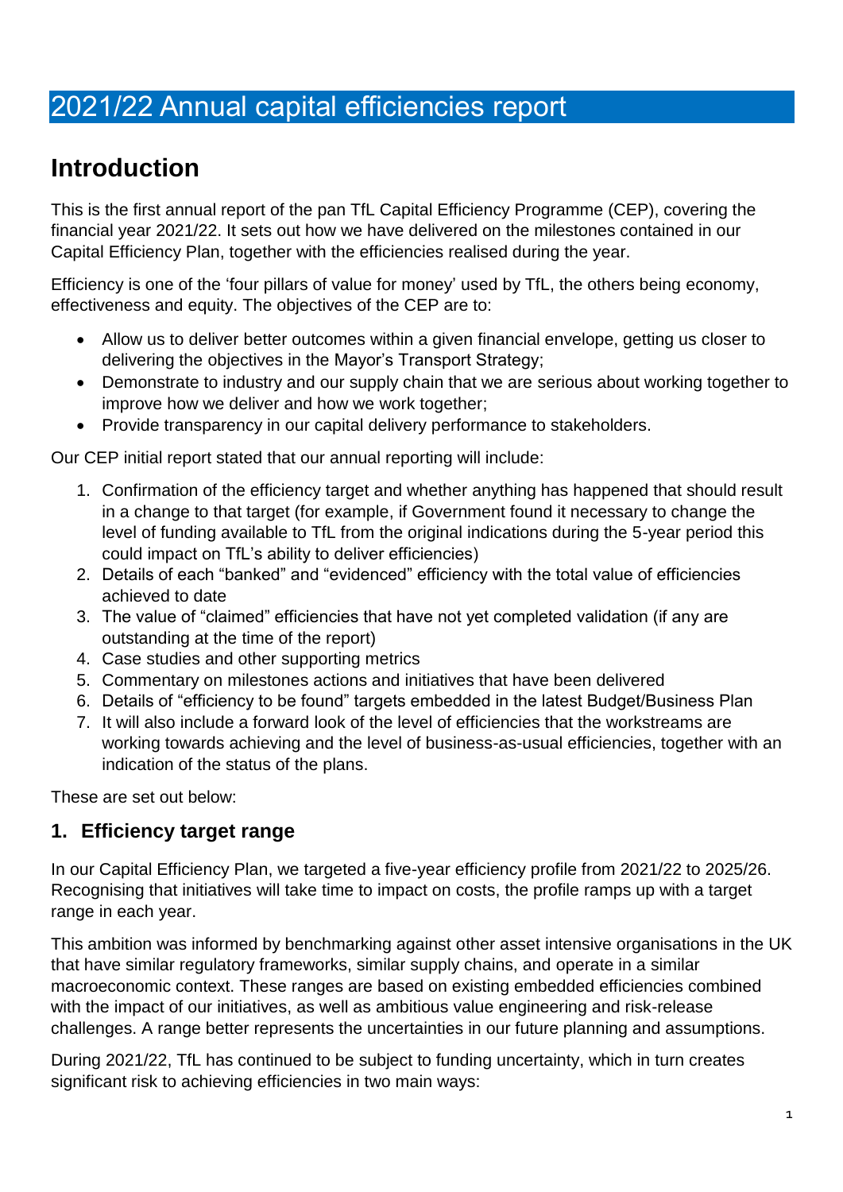# 2021/22 Annual capital efficiencies report

## Introduction

This is the first annual report of the pan TfL Capital Efficiency Programme (CEP), covering the financial year 2021/22. It sets out how we have delivered on the milestones contained in our Capital Efficiency Plan, together with the efficiencies realised during the year.

Efficiency is one of the 'four pillars of value for money' used by TfL, the others being economy, effectiveness and equity. The objectives of the CEP are to:

- Allow us to deliver better outcomes within a given financial envelope, getting us closer to delivering the objectives in the Mayor's Transport Strategy;
- Demonstrate to industry and our supply chain that we are serious about working together to improve how we deliver and how we work together;
- Provide transparency in our capital delivery performance to stakeholders.

Our CEP initial report stated that our annual reporting will include:

1. Confirmation of the efficiency target and whether anything has happened that should result in a change to that target (for example, if Government found it necessary to change the level of funding available to TfL from the original indications during the 5-year period this could impact on TfL's ability to deliver efficiencies)
2. Details of each "banked" and "evidenced" efficiency with the total value of efficiencies achieved to date
3. The value of "claimed" efficiencies that have not yet completed validation (if any are outstanding at the time of the report)
4. Case studies and other supporting metrics
5. Commentary on milestones actions and initiatives that have been delivered
6. Details of "efficiency to be found" targets embedded in the latest Budget/Business Plan
7. It will also include a forward look of the level of efficiencies that the workstreams are working towards achieving and the level of business-as-usual efficiencies, together with an indication of the status of the plans.

These are set out below:

### 1. Efficiency target range

In our Capital Efficiency Plan, we targeted a five-year efficiency profile from 2021/22 to 2025/26. Recognising that initiatives will take time to impact on costs, the profile ramps up with a target range in each year.

This ambition was informed by benchmarking against other asset intensive organisations in the UK that have similar regulatory frameworks, similar supply chains, and operate in a similar macroeconomic context. These ranges are based on existing embedded efficiencies combined with the impact of our initiatives, as well as ambitious value engineering and risk-release challenges. A range better represents the uncertainties in our future planning and assumptions.

During 2021/22, TfL has continued to be subject to funding uncertainty, which in turn creates significant risk to achieving efficiencies in two main ways: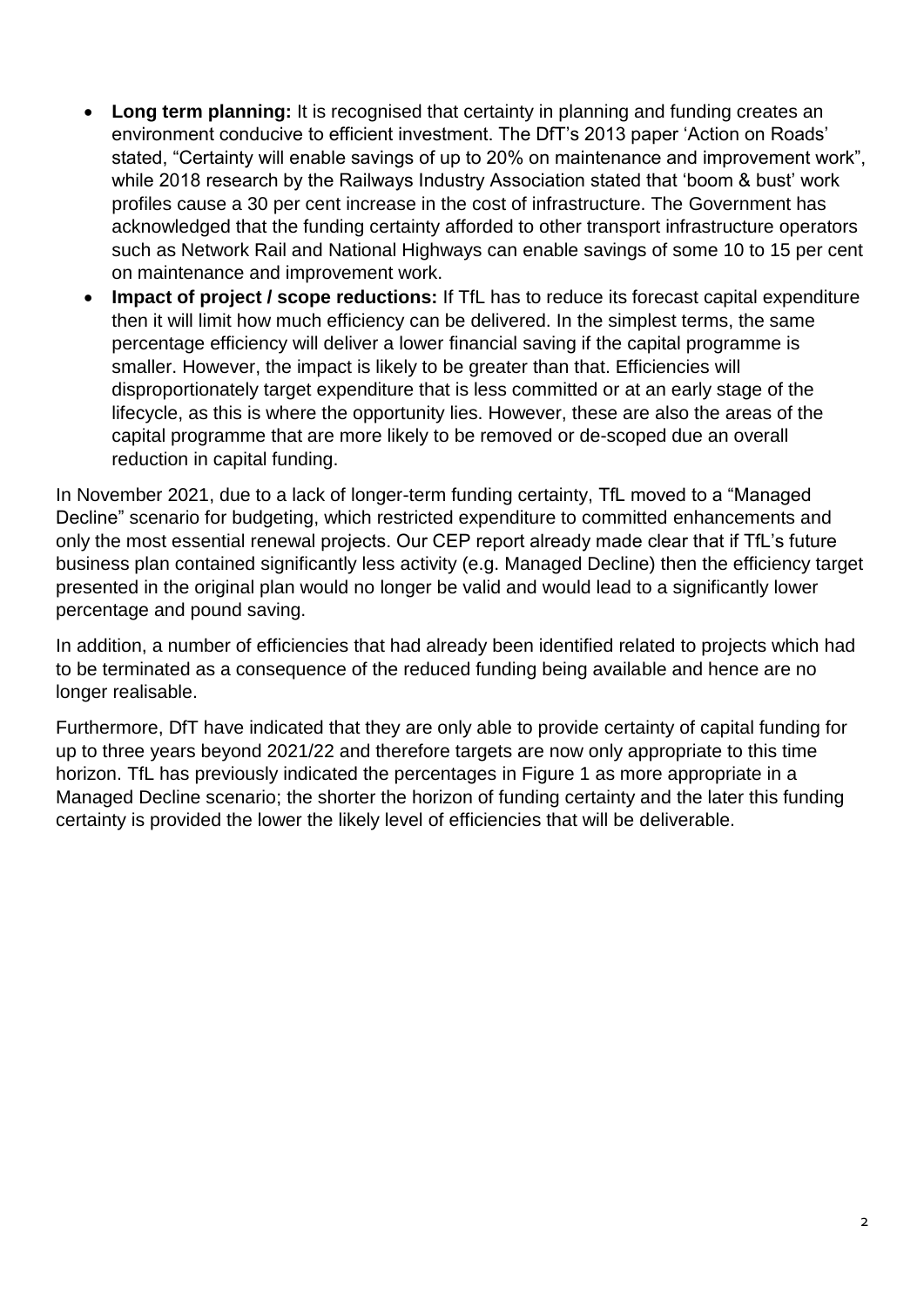- **Long term planning:** It is recognised that certainty in planning and funding creates an environment conducive to efficient investment. The DfT's 2013 paper 'Action on Roads' stated, "Certainty will enable savings of up to 20% on maintenance and improvement work", while 2018 research by the Railways Industry Association stated that 'boom & bust' work profiles cause a 30 per cent increase in the cost of infrastructure. The Government has acknowledged that the funding certainty afforded to other transport infrastructure operators such as Network Rail and National Highways can enable savings of some 10 to 15 per cent on maintenance and improvement work.
- **Impact of project / scope reductions:** If TfL has to reduce its forecast capital expenditure then it will limit how much efficiency can be delivered. In the simplest terms, the same percentage efficiency will deliver a lower financial saving if the capital programme is smaller. However, the impact is likely to be greater than that. Efficiencies will disproportionately target expenditure that is less committed or at an early stage of the lifecycle, as this is where the opportunity lies. However, these are also the areas of the capital programme that are more likely to be removed or de-scoped due an overall reduction in capital funding.

In November 2021, due to a lack of longer-term funding certainty, TfL moved to a "Managed Decline" scenario for budgeting, which restricted expenditure to committed enhancements and only the most essential renewal projects. Our CEP report already made clear that if TfL's future business plan contained significantly less activity (e.g. Managed Decline) then the efficiency target presented in the original plan would no longer be valid and would lead to a significantly lower percentage and pound saving.

In addition, a number of efficiencies that had already been identified related to projects which had to be terminated as a consequence of the reduced funding being available and hence are no longer realisable.

Furthermore, DfT have indicated that they are only able to provide certainty of capital funding for up to three years beyond 2021/22 and therefore targets are now only appropriate to this time horizon. TfL has previously indicated the percentages in Figure 1 as more appropriate in a Managed Decline scenario; the shorter the horizon of funding certainty and the later this funding certainty is provided the lower the likely level of efficiencies that will be deliverable.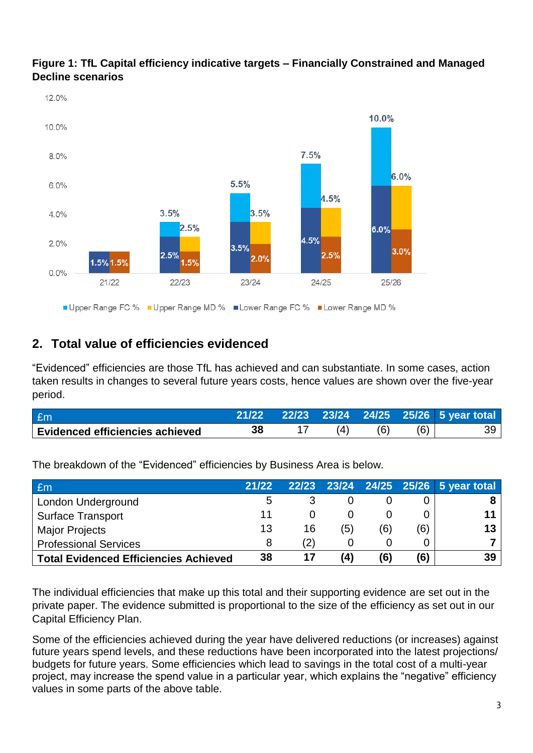**Figure 1: TfL Capital efficiency indicative targets – Financially Constrained and Managed Decline scenarios**

## 2. Total value of efficiencies evidenced

"Evidenced" efficiencies are those TfL has achieved and can substantiate. In some cases, action taken results in changes to several future years costs, hence values are shown over the five-year period.

| £m | 21/22 | 22/23 | 23/24 | 24/25 | 25/26 | 5 year total |
|---|---|---|---|---|---|---|
| **Evidenced efficiencies achieved** | **38** | 17 | (4) | (6) | (6) | 39 |

The breakdown of the "Evidenced" efficiencies by Business Area is below.

| £m | 21/22 | 22/23 | 23/24 | 24/25 | 25/26 | 5 year total |
|---|---|---|---|---|---|---|
| London Underground | 5 | 3 | 0 | 0 | 0 | **8** |
| Surface Transport | 11 | 0 | 0 | 0 | 0 | **11** |
| Major Projects | 13 | 16 | (5) | (6) | (6) | **13** |
| Professional Services | 8 | (2) | 0 | 0 | 0 | **7** |
| **Total Evidenced Efficiencies Achieved** | **38** | **17** | **(4)** | **(6)** | **(6)** | **39** |

The individual efficiencies that make up this total and their supporting evidence are set out in the private paper. The evidence submitted is proportional to the size of the efficiency as set out in our Capital Efficiency Plan.

Some of the efficiencies achieved during the year have delivered reductions (or increases) against future years spend levels, and these reductions have been incorporated into the latest projections/ budgets for future years. Some efficiencies which lead to savings in the total cost of a multi-year project, may increase the spend value in a particular year, which explains the "negative" efficiency values in some parts of the above table.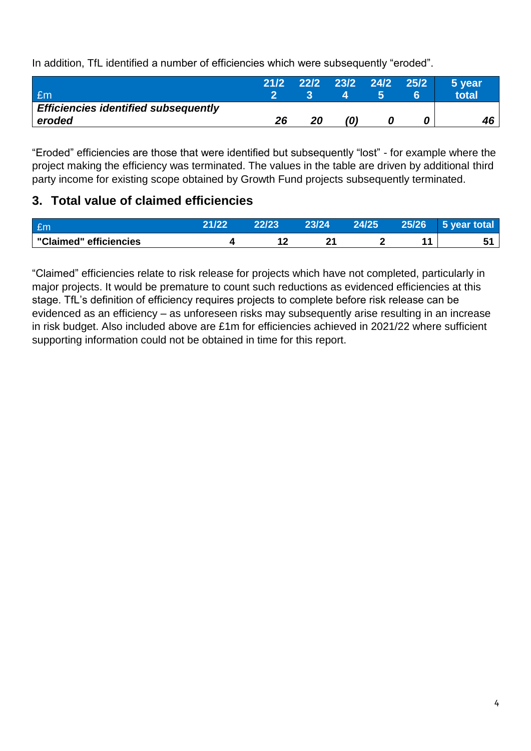In addition, TfL identified a number of efficiencies which were subsequently "eroded".

| £m | 21/22 | 22/23 | 23/24 | 24/25 | 25/26 | 5 year total |
|---|---|---|---|---|---|---|
| ***Efficiencies identified subsequently eroded*** | ***26*** | ***20*** | ***(0)*** | ***0*** | ***0*** | ***46*** |

"Eroded" efficiencies are those that were identified but subsequently "lost" - for example where the project making the efficiency was terminated. The values in the table are driven by additional third party income for existing scope obtained by Growth Fund projects subsequently terminated.

## 3. Total value of claimed efficiencies

| £m | 21/22 | 22/23 | 23/24 | 24/25 | 25/26 | 5 year total |
|---|---|---|---|---|---|---|
| **"Claimed" efficiencies** | **4** | **12** | **21** | **2** | **11** | **51** |

"Claimed" efficiencies relate to risk release for projects which have not completed, particularly in major projects. It would be premature to count such reductions as evidenced efficiencies at this stage. TfL's definition of efficiency requires projects to complete before risk release can be evidenced as an efficiency – as unforeseen risks may subsequently arise resulting in an increase in risk budget. Also included above are £1m for efficiencies achieved in 2021/22 where sufficient supporting information could not be obtained in time for this report.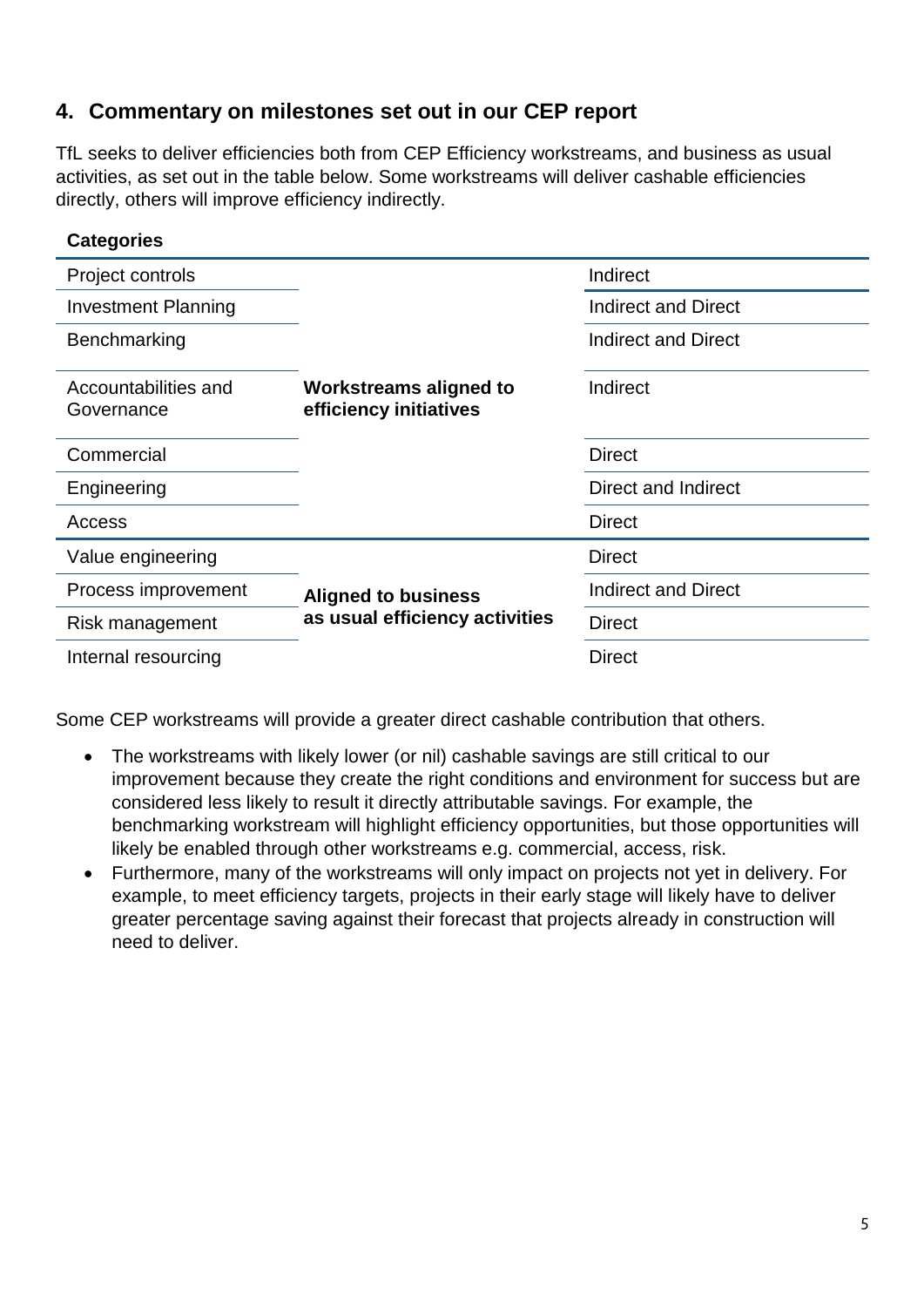## 4. Commentary on milestones set out in our CEP report

TfL seeks to deliver efficiencies both from CEP Efficiency workstreams, and business as usual activities, as set out in the table below. Some workstreams will deliver cashable efficiencies directly, others will improve efficiency indirectly.

**Categories**

| | | |
|---|---|---|
| Project controls | **Workstreams aligned to efficiency initiatives** | Indirect |
| Investment Planning | | Indirect and Direct |
| Benchmarking | | Indirect and Direct |
| Accountabilities and Governance | | Indirect |
| Commercial | | Direct |
| Engineering | | Direct and Indirect |
| Access | | Direct |
| Value engineering | **Aligned to business as usual efficiency activities** | Direct |
| Process improvement | | Indirect and Direct |
| Risk management | | Direct |
| Internal resourcing | | Direct |

Some CEP workstreams will provide a greater direct cashable contribution that others.

- The workstreams with likely lower (or nil) cashable savings are still critical to our improvement because they create the right conditions and environment for success but are considered less likely to result it directly attributable savings. For example, the benchmarking workstream will highlight efficiency opportunities, but those opportunities will likely be enabled through other workstreams e.g. commercial, access, risk.
- Furthermore, many of the workstreams will only impact on projects not yet in delivery. For example, to meet efficiency targets, projects in their early stage will likely have to deliver greater percentage saving against their forecast that projects already in construction will need to deliver.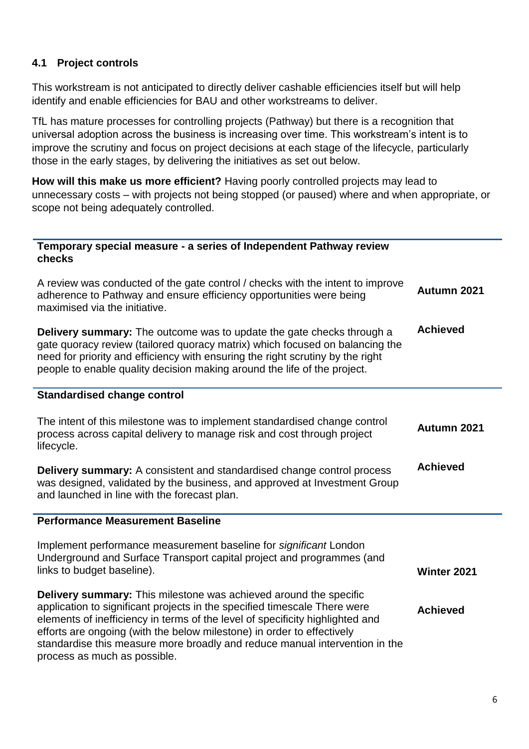## 4.1 Project controls

This workstream is not anticipated to directly deliver cashable efficiencies itself but will help identify and enable efficiencies for BAU and other workstreams to deliver.

TfL has mature processes for controlling projects (Pathway) but there is a recognition that universal adoption across the business is increasing over time. This workstream's intent is to improve the scrutiny and focus on project decisions at each stage of the lifecycle, particularly those in the early stages, by delivering the initiatives as set out below.

**How will this make us more efficient?** Having poorly controlled projects may lead to unnecessary costs – with projects not being stopped (or paused) where and when appropriate, or scope not being adequately controlled.

| **Temporary special measure - a series of Independent Pathway review checks** | |
|---|---|
| A review was conducted of the gate control / checks with the intent to improve adherence to Pathway and ensure efficiency opportunities were being maximised via the initiative. | **Autumn 2021** |
| **Delivery summary:** The outcome was to update the gate checks through a gate quoracy review (tailored quoracy matrix) which focused on balancing the need for priority and efficiency with ensuring the right scrutiny by the right people to enable quality decision making around the life of the project. | **Achieved** |

| **Standardised change control** | |
|---|---|
| The intent of this milestone was to implement standardised change control process across capital delivery to manage risk and cost through project lifecycle. | **Autumn 2021** |
| **Delivery summary:** A consistent and standardised change control process was designed, validated by the business, and approved at Investment Group and launched in line with the forecast plan. | **Achieved** |

| **Performance Measurement Baseline** | |
|---|---|
| Implement performance measurement baseline for *significant* London Underground and Surface Transport capital project and programmes (and links to budget baseline). | **Winter 2021** |
| **Delivery summary:** This milestone was achieved around the specific application to significant projects in the specified timescale There were elements of inefficiency in terms of the level of specificity highlighted and efforts are ongoing (with the below milestone) in order to effectively standardise this measure more broadly and reduce manual intervention in the process as much as possible. | **Achieved** |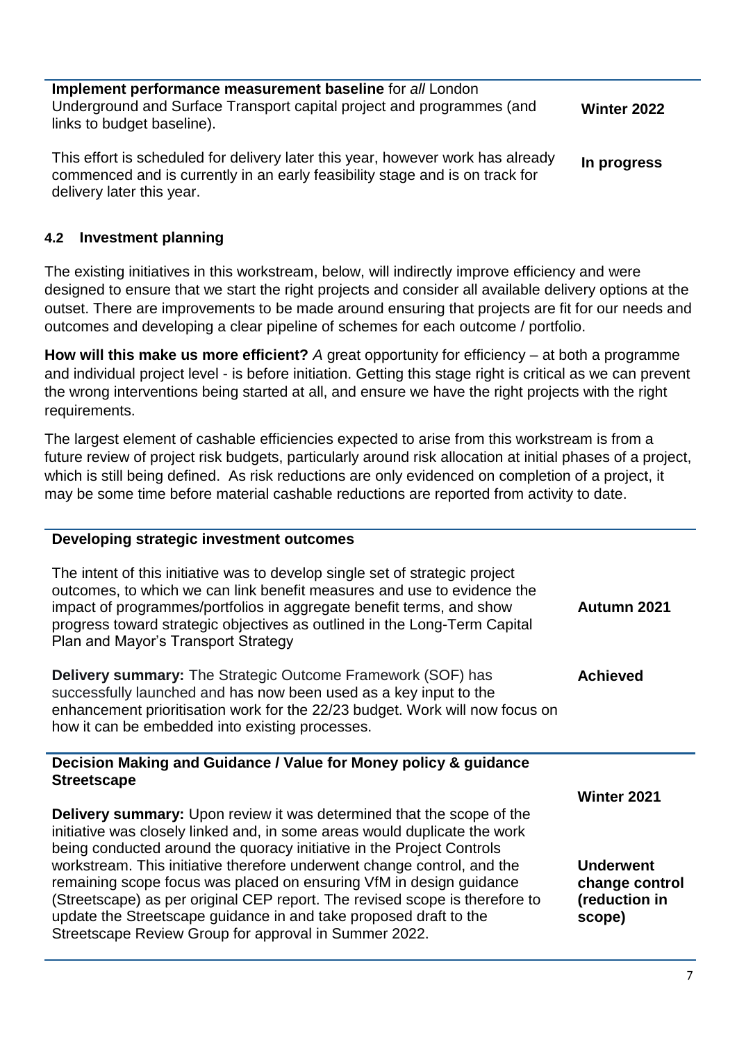| **Implement performance measurement baseline** for *all* London Underground and Surface Transport capital project and programmes (and links to budget baseline). | **Winter 2022** |
|---|---|
| This effort is scheduled for delivery later this year, however work has already commenced and is currently in an early feasibility stage and is on track for delivery later this year. | **In progress** |

### 4.2 Investment planning

The existing initiatives in this workstream, below, will indirectly improve efficiency and were designed to ensure that we start the right projects and consider all available delivery options at the outset. There are improvements to be made around ensuring that projects are fit for our needs and outcomes and developing a clear pipeline of schemes for each outcome / portfolio.

**How will this make us more efficient?** *A* great opportunity for efficiency – at both a programme and individual project level - is before initiation. Getting this stage right is critical as we can prevent the wrong interventions being started at all, and ensure we have the right projects with the right requirements.

The largest element of cashable efficiencies expected to arise from this workstream is from a future review of project risk budgets, particularly around risk allocation at initial phases of a project, which is still being defined. As risk reductions are only evidenced on completion of a project, it may be some time before material cashable reductions are reported from activity to date.

| **Developing strategic investment outcomes** | |
|---|---|
| The intent of this initiative was to develop single set of strategic project outcomes, to which we can link benefit measures and use to evidence the impact of programmes/portfolios in aggregate benefit terms, and show progress toward strategic objectives as outlined in the Long-Term Capital Plan and Mayor's Transport Strategy | **Autumn 2021** |
| **Delivery summary:** The Strategic Outcome Framework (SOF) has successfully launched and has now been used as a key input to the enhancement prioritisation work for the 22/23 budget. Work will now focus on how it can be embedded into existing processes. | **Achieved** |

| **Decision Making and Guidance / Value for Money policy & guidance Streetscape** | **Winter 2021** |
|---|---|
| **Delivery summary:** Upon review it was determined that the scope of the initiative was closely linked and, in some areas would duplicate the work being conducted around the quoracy initiative in the Project Controls workstream. This initiative therefore underwent change control, and the remaining scope focus was placed on ensuring VfM in design guidance (Streetscape) as per original CEP report. The revised scope is therefore to update the Streetscape guidance in and take proposed draft to the Streetscape Review Group for approval in Summer 2022. | **Underwent change control (reduction in scope)** |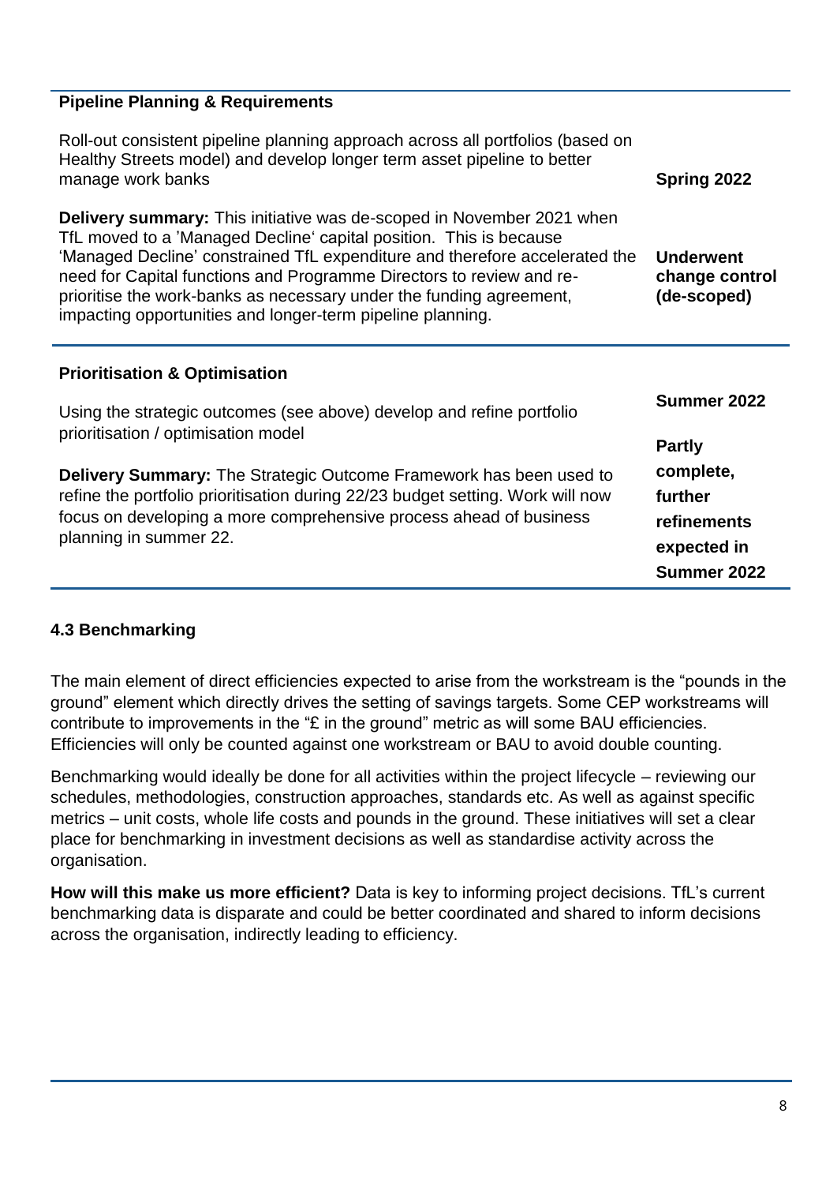| Pipeline Planning & Requirements | |
|---|---|
| Roll-out consistent pipeline planning approach across all portfolios (based on Healthy Streets model) and develop longer term asset pipeline to better manage work banks | **Spring 2022** |
| **Delivery summary:** This initiative was de-scoped in November 2021 when TfL moved to a 'Managed Decline' capital position. This is because 'Managed Decline' constrained TfL expenditure and therefore accelerated the need for Capital functions and Programme Directors to review and re-prioritise the work-banks as necessary under the funding agreement, impacting opportunities and longer-term pipeline planning. | **Underwent change control (de-scoped)** |

| Prioritisation & Optimisation | |
|---|---|
| Using the strategic outcomes (see above) develop and refine portfolio prioritisation / optimisation model | **Summer 2022** |
| **Delivery Summary:** The Strategic Outcome Framework has been used to refine the portfolio prioritisation during 22/23 budget setting. Work will now focus on developing a more comprehensive process ahead of business planning in summer 22. | **Partly complete, further refinements expected in Summer 2022** |

### 4.3 Benchmarking

The main element of direct efficiencies expected to arise from the workstream is the "pounds in the ground" element which directly drives the setting of savings targets. Some CEP workstreams will contribute to improvements in the "£ in the ground" metric as will some BAU efficiencies. Efficiencies will only be counted against one workstream or BAU to avoid double counting.

Benchmarking would ideally be done for all activities within the project lifecycle – reviewing our schedules, methodologies, construction approaches, standards etc. As well as against specific metrics – unit costs, whole life costs and pounds in the ground. These initiatives will set a clear place for benchmarking in investment decisions as well as standardise activity across the organisation.

**How will this make us more efficient?** Data is key to informing project decisions. TfL's current benchmarking data is disparate and could be better coordinated and shared to inform decisions across the organisation, indirectly leading to efficiency.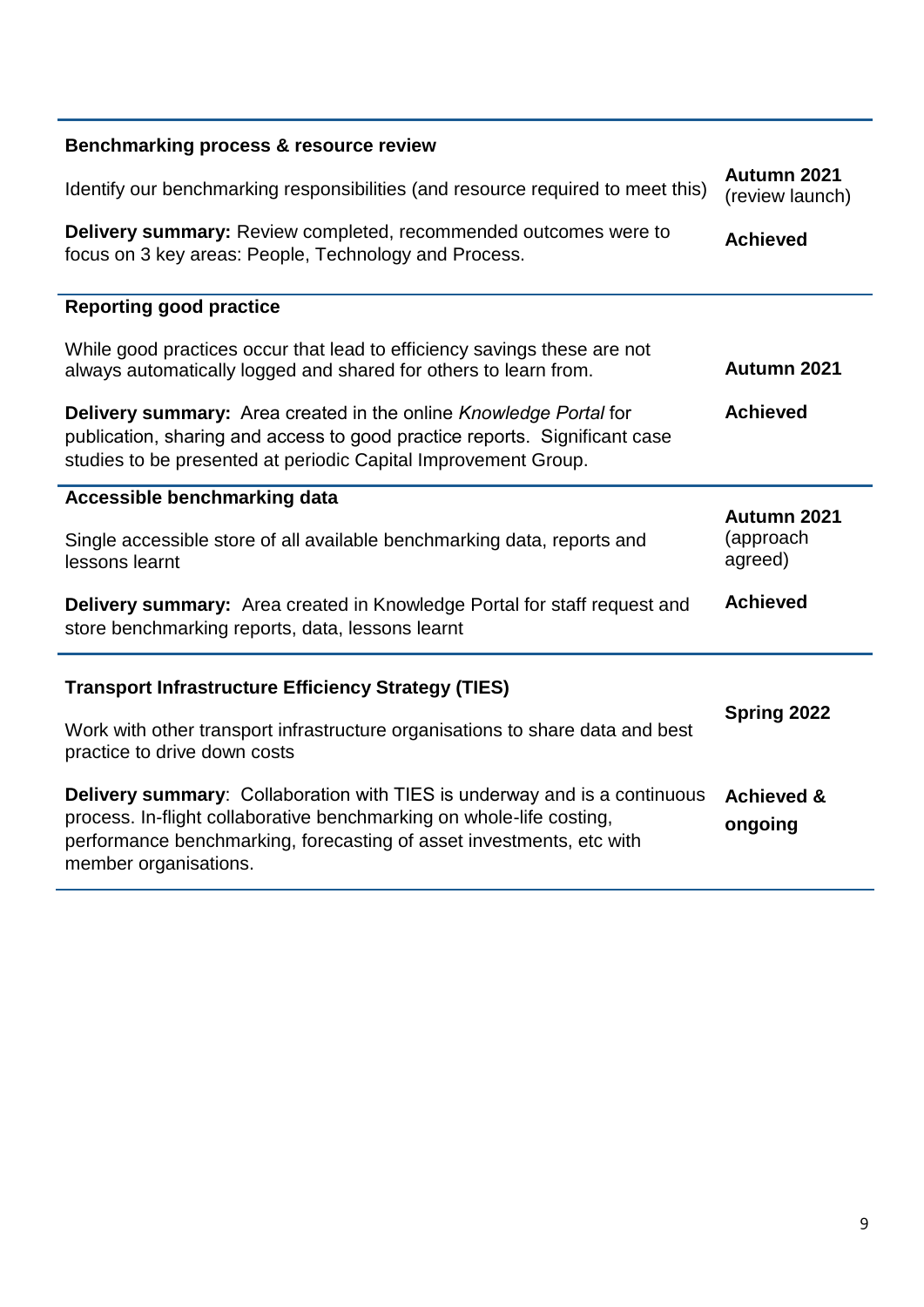**Benchmarking process & resource review**

| | |
|---|---|
| Identify our benchmarking responsibilities (and resource required to meet this) | **Autumn 2021** (review launch) |
| **Delivery summary:** Review completed, recommended outcomes were to focus on 3 key areas: People, Technology and Process. | **Achieved** |

**Reporting good practice**

| | |
|---|---|
| While good practices occur that lead to efficiency savings these are not always automatically logged and shared for others to learn from. | **Autumn 2021** |
| **Delivery summary:** Area created in the online *Knowledge Portal* for publication, sharing and access to good practice reports. Significant case studies to be presented at periodic Capital Improvement Group. | **Achieved** |

**Accessible benchmarking data**

| | |
|---|---|
| Single accessible store of all available benchmarking data, reports and lessons learnt | **Autumn 2021** (approach agreed) |
| **Delivery summary:** Area created in Knowledge Portal for staff request and store benchmarking reports, data, lessons learnt | **Achieved** |

**Transport Infrastructure Efficiency Strategy (TIES)**

| | |
|---|---|
| Work with other transport infrastructure organisations to share data and best practice to drive down costs | **Spring 2022** |
| **Delivery summary**: Collaboration with TIES is underway and is a continuous process. In-flight collaborative benchmarking on whole-life costing, performance benchmarking, forecasting of asset investments, etc with member organisations. | **Achieved & ongoing** |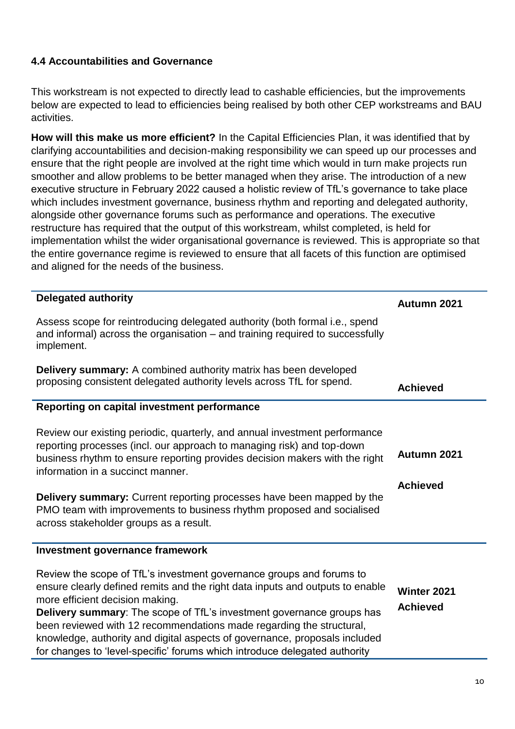### 4.4 Accountabilities and Governance

This workstream is not expected to directly lead to cashable efficiencies, but the improvements below are expected to lead to efficiencies being realised by both other CEP workstreams and BAU activities.

**How will this make us more efficient?** In the Capital Efficiencies Plan, it was identified that by clarifying accountabilities and decision-making responsibility we can speed up our processes and ensure that the right people are involved at the right time which would in turn make projects run smoother and allow problems to be better managed when they arise. The introduction of a new executive structure in February 2022 caused a holistic review of TfL's governance to take place which includes investment governance, business rhythm and reporting and delegated authority, alongside other governance forums such as performance and operations. The executive restructure has required that the output of this workstream, whilst completed, is held for implementation whilst the wider organisational governance is reviewed. This is appropriate so that the entire governance regime is reviewed to ensure that all facets of this function are optimised and aligned for the needs of the business.

| | |
|---|---|
| **Delegated authority**<br><br>Assess scope for reintroducing delegated authority (both formal i.e., spend and informal) across the organisation – and training required to successfully implement.<br><br>**Delivery summary:** A combined authority matrix has been developed proposing consistent delegated authority levels across TfL for spend. | **Autumn 2021**<br><br>**Achieved** |
| **Reporting on capital investment performance**<br><br>Review our existing periodic, quarterly, and annual investment performance reporting processes (incl. our approach to managing risk) and top-down business rhythm to ensure reporting provides decision makers with the right information in a succinct manner.<br><br>**Delivery summary:** Current reporting processes have been mapped by the PMO team with improvements to business rhythm proposed and socialised across stakeholder groups as a result. | **Autumn 2021**<br><br>**Achieved** |
| **Investment governance framework**<br><br>Review the scope of TfL's investment governance groups and forums to ensure clearly defined remits and the right data inputs and outputs to enable more efficient decision making.<br>**Delivery summary**: The scope of TfL's investment governance groups has been reviewed with 12 recommendations made regarding the structural, knowledge, authority and digital aspects of governance, proposals included for changes to 'level-specific' forums which introduce delegated authority | **Winter 2021**<br>**Achieved** |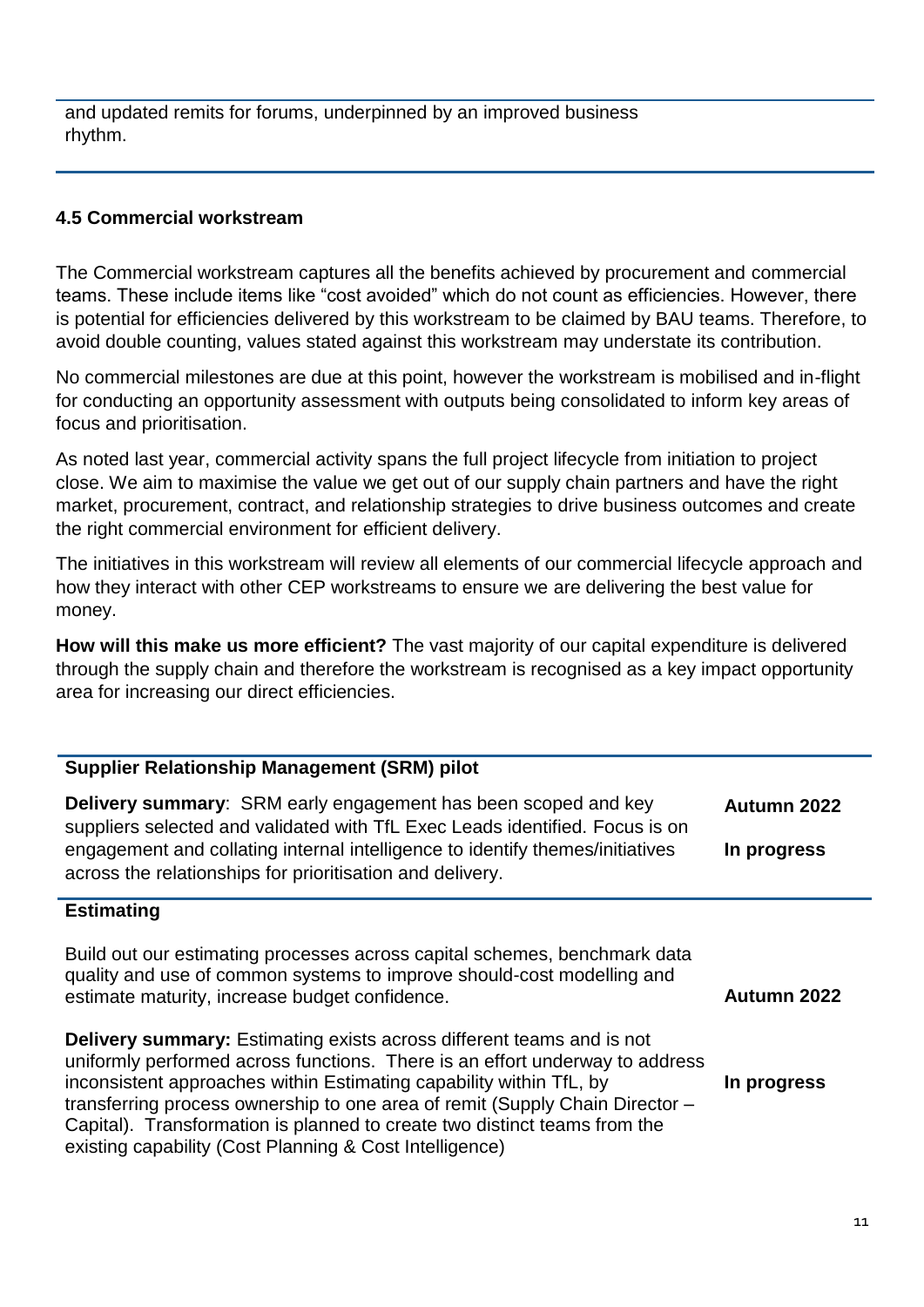and updated remits for forums, underpinned by an improved business rhythm.

### 4.5 Commercial workstream

The Commercial workstream captures all the benefits achieved by procurement and commercial teams. These include items like "cost avoided" which do not count as efficiencies. However, there is potential for efficiencies delivered by this workstream to be claimed by BAU teams. Therefore, to avoid double counting, values stated against this workstream may understate its contribution.

No commercial milestones are due at this point, however the workstream is mobilised and in-flight for conducting an opportunity assessment with outputs being consolidated to inform key areas of focus and prioritisation.

As noted last year, commercial activity spans the full project lifecycle from initiation to project close. We aim to maximise the value we get out of our supply chain partners and have the right market, procurement, contract, and relationship strategies to drive business outcomes and create the right commercial environment for efficient delivery.

The initiatives in this workstream will review all elements of our commercial lifecycle approach and how they interact with other CEP workstreams to ensure we are delivering the best value for money.

**How will this make us more efficient?** The vast majority of our capital expenditure is delivered through the supply chain and therefore the workstream is recognised as a key impact opportunity area for increasing our direct efficiencies.

| **Supplier Relationship Management (SRM) pilot** | |
|---|---|
| **Delivery summary**: SRM early engagement has been scoped and key suppliers selected and validated with TfL Exec Leads identified. Focus is on engagement and collating internal intelligence to identify themes/initiatives across the relationships for prioritisation and delivery. | **Autumn 2022** **In progress** |
| **Estimating** | |
| Build out our estimating processes across capital schemes, benchmark data quality and use of common systems to improve should-cost modelling and estimate maturity, increase budget confidence. | **Autumn 2022** |
| **Delivery summary:** Estimating exists across different teams and is not uniformly performed across functions. There is an effort underway to address inconsistent approaches within Estimating capability within TfL, by transferring process ownership to one area of remit (Supply Chain Director – Capital). Transformation is planned to create two distinct teams from the existing capability (Cost Planning & Cost Intelligence) | **In progress** |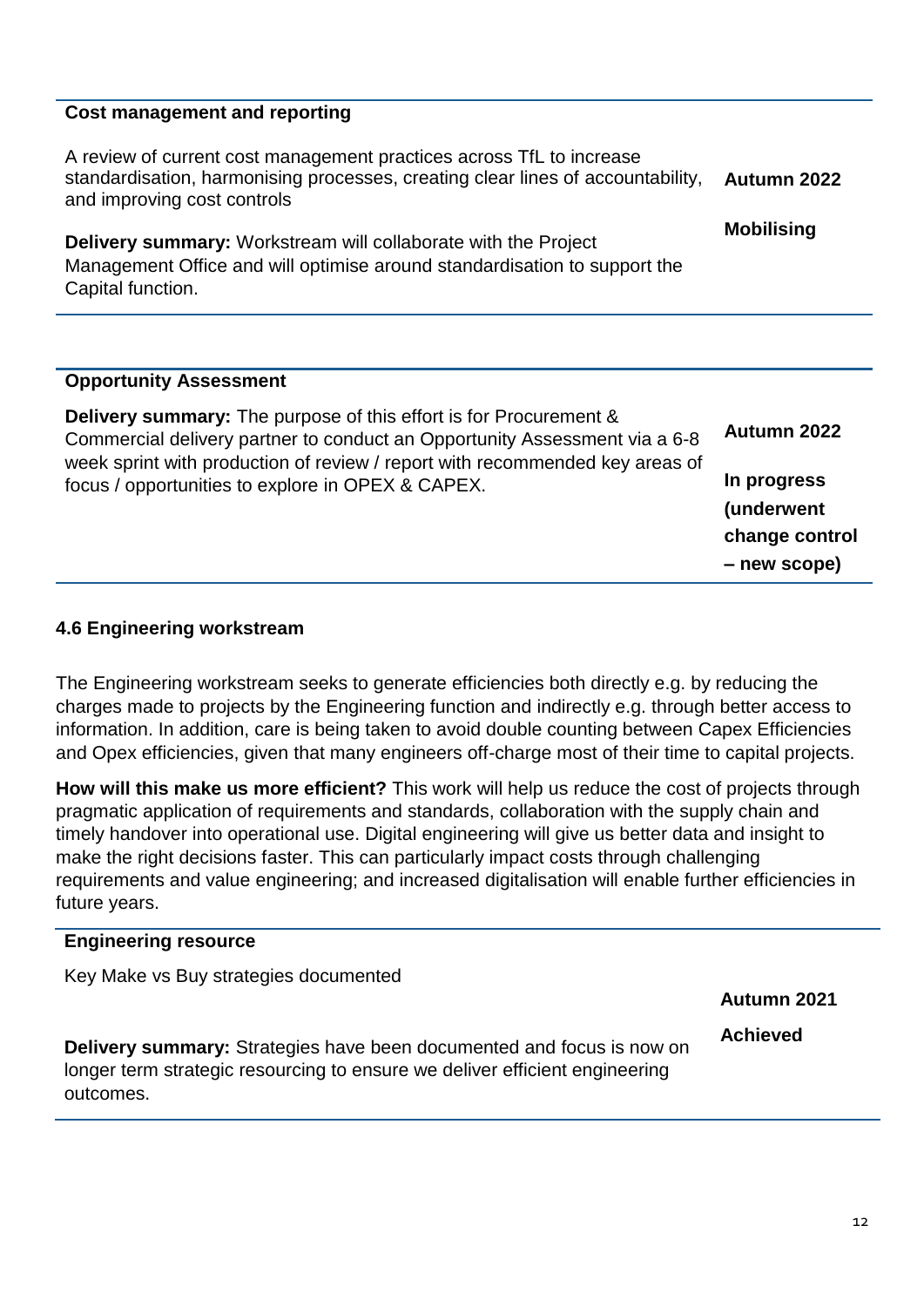**Cost management and reporting**

A review of current cost management practices across TfL to increase standardisation, harmonising processes, creating clear lines of accountability, and improving cost controls

**Autumn 2022**

**Mobilising**

**Delivery summary:** Workstream will collaborate with the Project Management Office and will optimise around standardisation to support the Capital function.

---

**Opportunity Assessment**

**Delivery summary:** The purpose of this effort is for Procurement & Commercial delivery partner to conduct an Opportunity Assessment via a 6-8 week sprint with production of review / report with recommended key areas of focus / opportunities to explore in OPEX & CAPEX.

**Autumn 2022**

**In progress (underwent change control – new scope)**

---

### 4.6 Engineering workstream

The Engineering workstream seeks to generate efficiencies both directly e.g. by reducing the charges made to projects by the Engineering function and indirectly e.g. through better access to information. In addition, care is being taken to avoid double counting between Capex Efficiencies and Opex efficiencies, given that many engineers off-charge most of their time to capital projects.

**How will this make us more efficient?** This work will help us reduce the cost of projects through pragmatic application of requirements and standards, collaboration with the supply chain and timely handover into operational use. Digital engineering will give us better data and insight to make the right decisions faster. This can particularly impact costs through challenging requirements and value engineering; and increased digitalisation will enable further efficiencies in future years.

---

**Engineering resource**

Key Make vs Buy strategies documented

**Autumn 2021**

**Achieved**

**Delivery summary:** Strategies have been documented and focus is now on longer term strategic resourcing to ensure we deliver efficient engineering outcomes.

---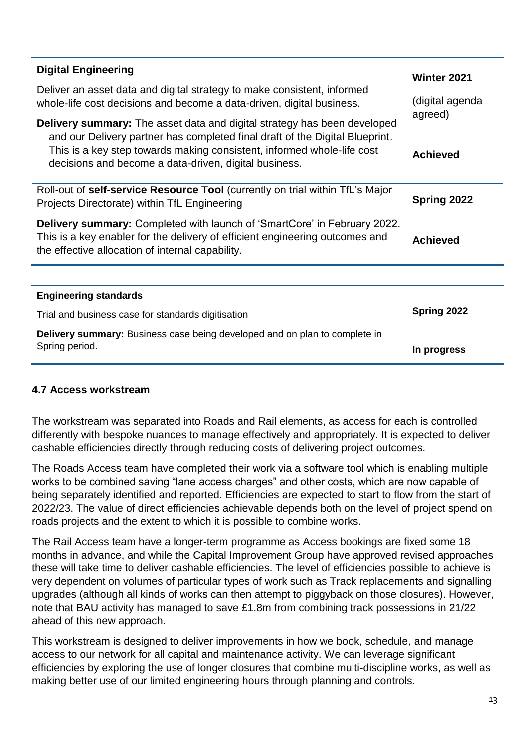| **Digital Engineering**<br><br>Deliver an asset data and digital strategy to make consistent, informed whole-life cost decisions and become a data-driven, digital business.<br><br>**Delivery summary:** The asset data and digital strategy has been developed and our Delivery partner has completed final draft of the Digital Blueprint. This is a key step towards making consistent, informed whole-life cost decisions and become a data-driven, digital business. | **Winter 2021**<br><br>(digital agenda agreed)<br><br>**Achieved** |
|---|---|
| Roll-out of **self-service Resource Tool** (currently on trial within TfL's Major Projects Directorate) within TfL Engineering<br><br>**Delivery summary:** Completed with launch of 'SmartCore' in February 2022. This is a key enabler for the delivery of efficient engineering outcomes and the effective allocation of internal capability. | **Spring 2022**<br><br>**Achieved** |

| **Engineering standards**<br><br>Trial and business case for standards digitisation<br><br>**Delivery summary:** Business case being developed and on plan to complete in Spring period. | **Spring 2022**<br><br>**In progress** |
|---|---|

### 4.7 Access workstream

The workstream was separated into Roads and Rail elements, as access for each is controlled differently with bespoke nuances to manage effectively and appropriately. It is expected to deliver cashable efficiencies directly through reducing costs of delivering project outcomes.

The Roads Access team have completed their work via a software tool which is enabling multiple works to be combined saving "lane access charges" and other costs, which are now capable of being separately identified and reported. Efficiencies are expected to start to flow from the start of 2022/23. The value of direct efficiencies achievable depends both on the level of project spend on roads projects and the extent to which it is possible to combine works.

The Rail Access team have a longer-term programme as Access bookings are fixed some 18 months in advance, and while the Capital Improvement Group have approved revised approaches these will take time to deliver cashable efficiencies. The level of efficiencies possible to achieve is very dependent on volumes of particular types of work such as Track replacements and signalling upgrades (although all kinds of works can then attempt to piggyback on those closures). However, note that BAU activity has managed to save £1.8m from combining track possessions in 21/22 ahead of this new approach.

This workstream is designed to deliver improvements in how we book, schedule, and manage access to our network for all capital and maintenance activity. We can leverage significant efficiencies by exploring the use of longer closures that combine multi-discipline works, as well as making better use of our limited engineering hours through planning and controls.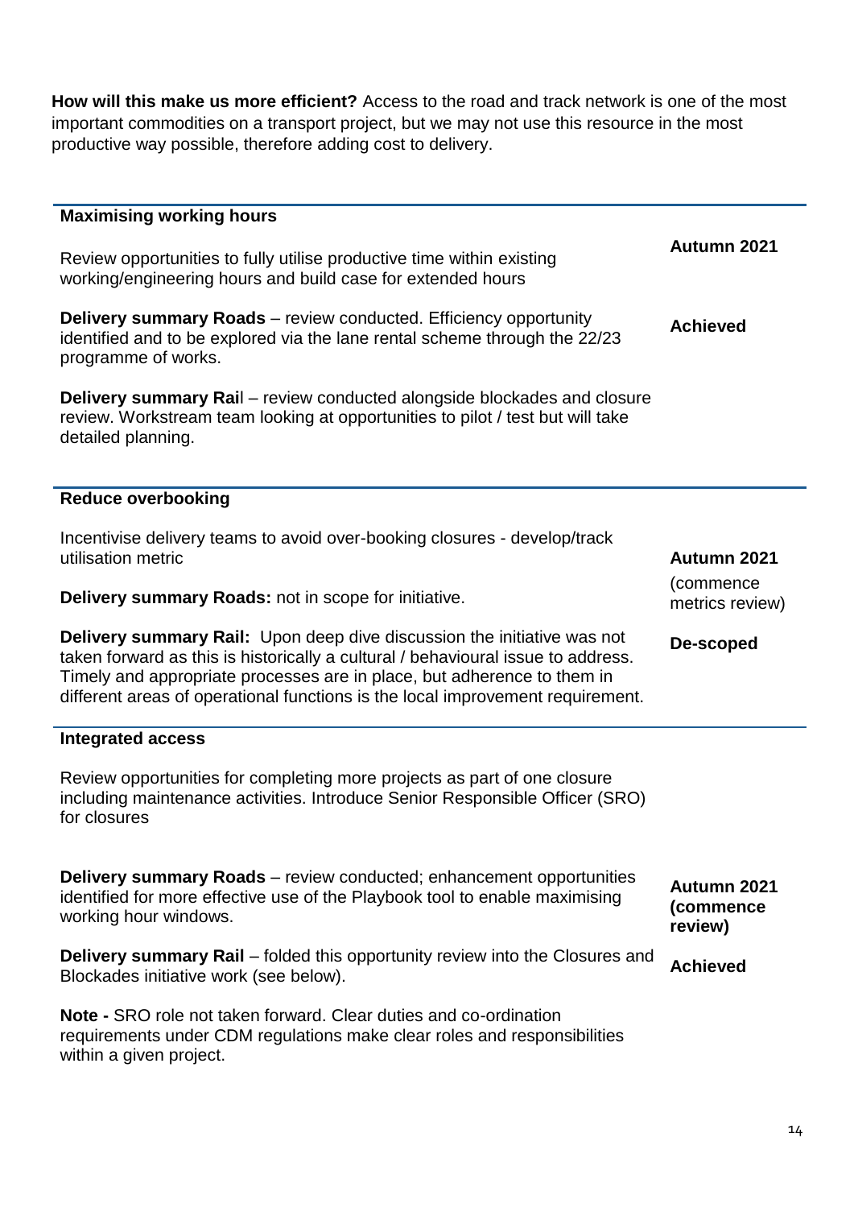**How will this make us more efficient?** Access to the road and track network is one of the most important commodities on a transport project, but we may not use this resource in the most productive way possible, therefore adding cost to delivery.

| **Maximising working hours** | |
|---|---|
| Review opportunities to fully utilise productive time within existing working/engineering hours and build case for extended hours | **Autumn 2021** |
| **Delivery summary Roads** – review conducted. Efficiency opportunity identified and to be explored via the lane rental scheme through the 22/23 programme of works. | **Achieved** |
| **Delivery summary Rail** – review conducted alongside blockades and closure review. Workstream team looking at opportunities to pilot / test but will take detailed planning. | |

| **Reduce overbooking** | |
|---|---|
| Incentivise delivery teams to avoid over-booking closures - develop/track utilisation metric | **Autumn 2021** |
| **Delivery summary Roads:** not in scope for initiative. | (commence metrics review) |
| **Delivery summary Rail:** Upon deep dive discussion the initiative was not taken forward as this is historically a cultural / behavioural issue to address. Timely and appropriate processes are in place, but adherence to them in different areas of operational functions is the local improvement requirement. | **De-scoped** |

| **Integrated access** | |
|---|---|
| Review opportunities for completing more projects as part of one closure including maintenance activities. Introduce Senior Responsible Officer (SRO) for closures | |
| **Delivery summary Roads** – review conducted; enhancement opportunities identified for more effective use of the Playbook tool to enable maximising working hour windows. | **Autumn 2021 (commence review)** |
| **Delivery summary Rail** – folded this opportunity review into the Closures and Blockades initiative work (see below). | **Achieved** |
| **Note -** SRO role not taken forward. Clear duties and co-ordination requirements under CDM regulations make clear roles and responsibilities within a given project. | |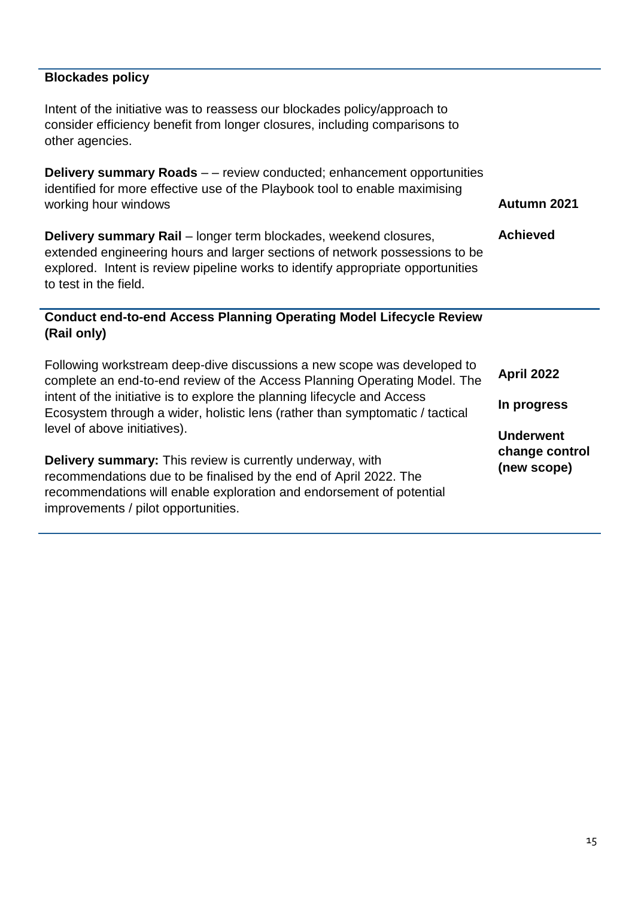**Blockades policy**

Intent of the initiative was to reassess our blockades policy/approach to consider efficiency benefit from longer closures, including comparisons to other agencies.

**Delivery summary Roads** – – review conducted; enhancement opportunities identified for more effective use of the Playbook tool to enable maximising working hour windows

**Autumn 2021**

**Achieved**

**Delivery summary Rail** – longer term blockades, weekend closures, extended engineering hours and larger sections of network possessions to be explored. Intent is review pipeline works to identify appropriate opportunities to test in the field.

**Conduct end-to-end Access Planning Operating Model Lifecycle Review (Rail only)**

Following workstream deep-dive discussions a new scope was developed to complete an end-to-end review of the Access Planning Operating Model. The intent of the initiative is to explore the planning lifecycle and Access Ecosystem through a wider, holistic lens (rather than symptomatic / tactical level of above initiatives).

**Delivery summary:** This review is currently underway, with recommendations due to be finalised by the end of April 2022. The recommendations will enable exploration and endorsement of potential improvements / pilot opportunities.

**April 2022**

**In progress**

**Underwent change control (new scope)**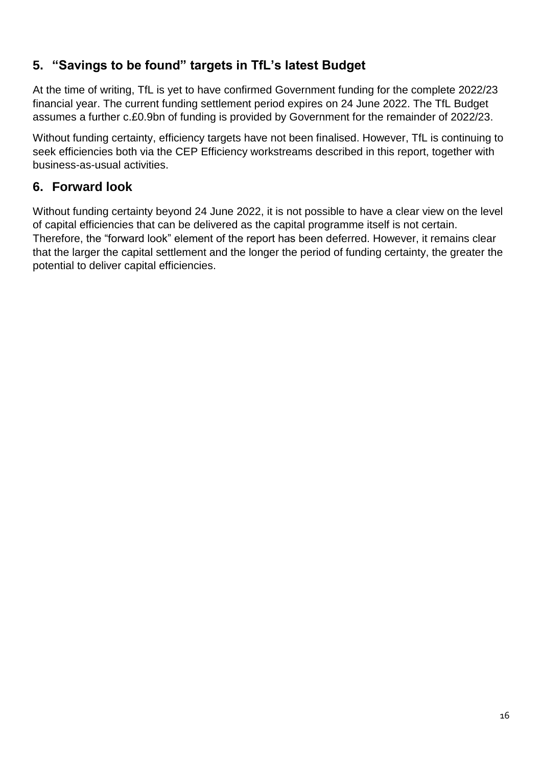## 5. "Savings to be found" targets in TfL's latest Budget

At the time of writing, TfL is yet to have confirmed Government funding for the complete 2022/23 financial year. The current funding settlement period expires on 24 June 2022. The TfL Budget assumes a further c.£0.9bn of funding is provided by Government for the remainder of 2022/23.

Without funding certainty, efficiency targets have not been finalised. However, TfL is continuing to seek efficiencies both via the CEP Efficiency workstreams described in this report, together with business-as-usual activities.

## 6. Forward look

Without funding certainty beyond 24 June 2022, it is not possible to have a clear view on the level of capital efficiencies that can be delivered as the capital programme itself is not certain. Therefore, the "forward look" element of the report has been deferred. However, it remains clear that the larger the capital settlement and the longer the period of funding certainty, the greater the potential to deliver capital efficiencies.